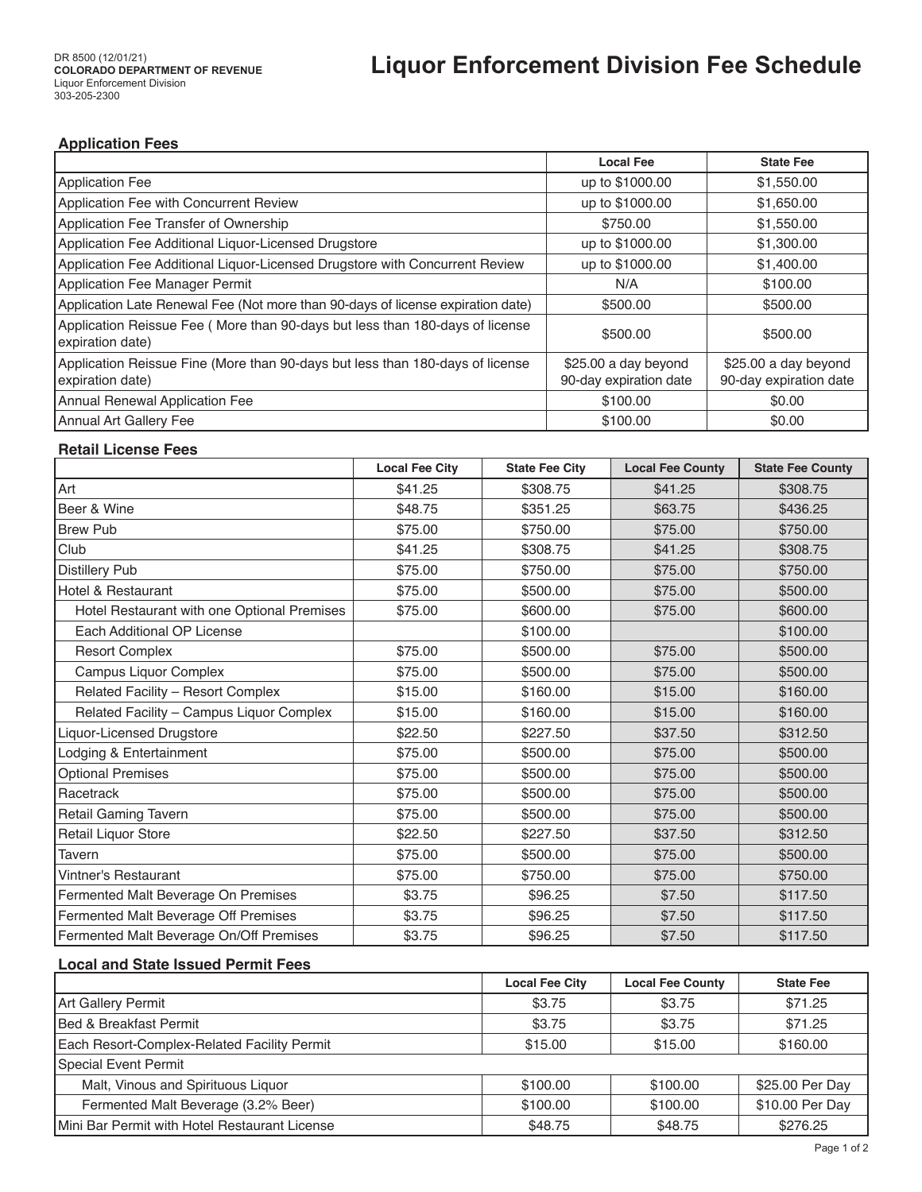DR 8500 (12/01/21)
**COLORADO DEPARTMENT OF REVENUE**
Liquor Enforcement Division
303-205-2300

# Liquor Enforcement Division Fee Schedule

## Application Fees

| | Local Fee | State Fee |
|---|---|---|
| Application Fee | up to $1000.00 | $1,550.00 |
| Application Fee with Concurrent Review | up to $1000.00 | $1,650.00 |
| Application Fee Transfer of Ownership | $750.00 | $1,550.00 |
| Application Fee Additional Liquor-Licensed Drugstore | up to $1000.00 | $1,300.00 |
| Application Fee Additional Liquor-Licensed Drugstore with Concurrent Review | up to $1000.00 | $1,400.00 |
| Application Fee Manager Permit | N/A | $100.00 |
| Application Late Renewal Fee (Not more than 90-days of license expiration date) | $500.00 | $500.00 |
| Application Reissue Fee ( More than 90-days but less than 180-days of license expiration date) | $500.00 | $500.00 |
| Application Reissue Fine (More than 90-days but less than 180-days of license expiration date) | $25.00 a day beyond 90-day expiration date | $25.00 a day beyond 90-day expiration date |
| Annual Renewal Application Fee | $100.00 | $0.00 |
| Annual Art Gallery Fee | $100.00 | $0.00 |

## Retail License Fees

| | Local Fee City | State Fee City | Local Fee County | State Fee County |
|---|---|---|---|---|
| Art | $41.25 | $308.75 | $41.25 | $308.75 |
| Beer & Wine | $48.75 | $351.25 | $63.75 | $436.25 |
| Brew Pub | $75.00 | $750.00 | $75.00 | $750.00 |
| Club | $41.25 | $308.75 | $41.25 | $308.75 |
| Distillery Pub | $75.00 | $750.00 | $75.00 | $750.00 |
| Hotel & Restaurant | $75.00 | $500.00 | $75.00 | $500.00 |
| Hotel Restaurant with one Optional Premises | $75.00 | $600.00 | $75.00 | $600.00 |
| Each Additional OP License | | $100.00 | | $100.00 |
| Resort Complex | $75.00 | $500.00 | $75.00 | $500.00 |
| Campus Liquor Complex | $75.00 | $500.00 | $75.00 | $500.00 |
| Related Facility – Resort Complex | $15.00 | $160.00 | $15.00 | $160.00 |
| Related Facility – Campus Liquor Complex | $15.00 | $160.00 | $15.00 | $160.00 |
| Liquor-Licensed Drugstore | $22.50 | $227.50 | $37.50 | $312.50 |
| Lodging & Entertainment | $75.00 | $500.00 | $75.00 | $500.00 |
| Optional Premises | $75.00 | $500.00 | $75.00 | $500.00 |
| Racetrack | $75.00 | $500.00 | $75.00 | $500.00 |
| Retail Gaming Tavern | $75.00 | $500.00 | $75.00 | $500.00 |
| Retail Liquor Store | $22.50 | $227.50 | $37.50 | $312.50 |
| Tavern | $75.00 | $500.00 | $75.00 | $500.00 |
| Vintner's Restaurant | $75.00 | $750.00 | $75.00 | $750.00 |
| Fermented Malt Beverage On Premises | $3.75 | $96.25 | $7.50 | $117.50 |
| Fermented Malt Beverage Off Premises | $3.75 | $96.25 | $7.50 | $117.50 |
| Fermented Malt Beverage On/Off Premises | $3.75 | $96.25 | $7.50 | $117.50 |

## Local and State Issued Permit Fees

| | Local Fee City | Local Fee County | State Fee |
|---|---|---|---|
| Art Gallery Permit | $3.75 | $3.75 | $71.25 |
| Bed & Breakfast Permit | $3.75 | $3.75 | $71.25 |
| Each Resort-Complex-Related Facility Permit | $15.00 | $15.00 | $160.00 |
| Special Event Permit | | | |
| Malt, Vinous and Spirituous Liquor | $100.00 | $100.00 | $25.00 Per Day |
| Fermented Malt Beverage (3.2% Beer) | $100.00 | $100.00 | $10.00 Per Day |
| Mini Bar Permit with Hotel Restaurant License | $48.75 | $48.75 | $276.25 |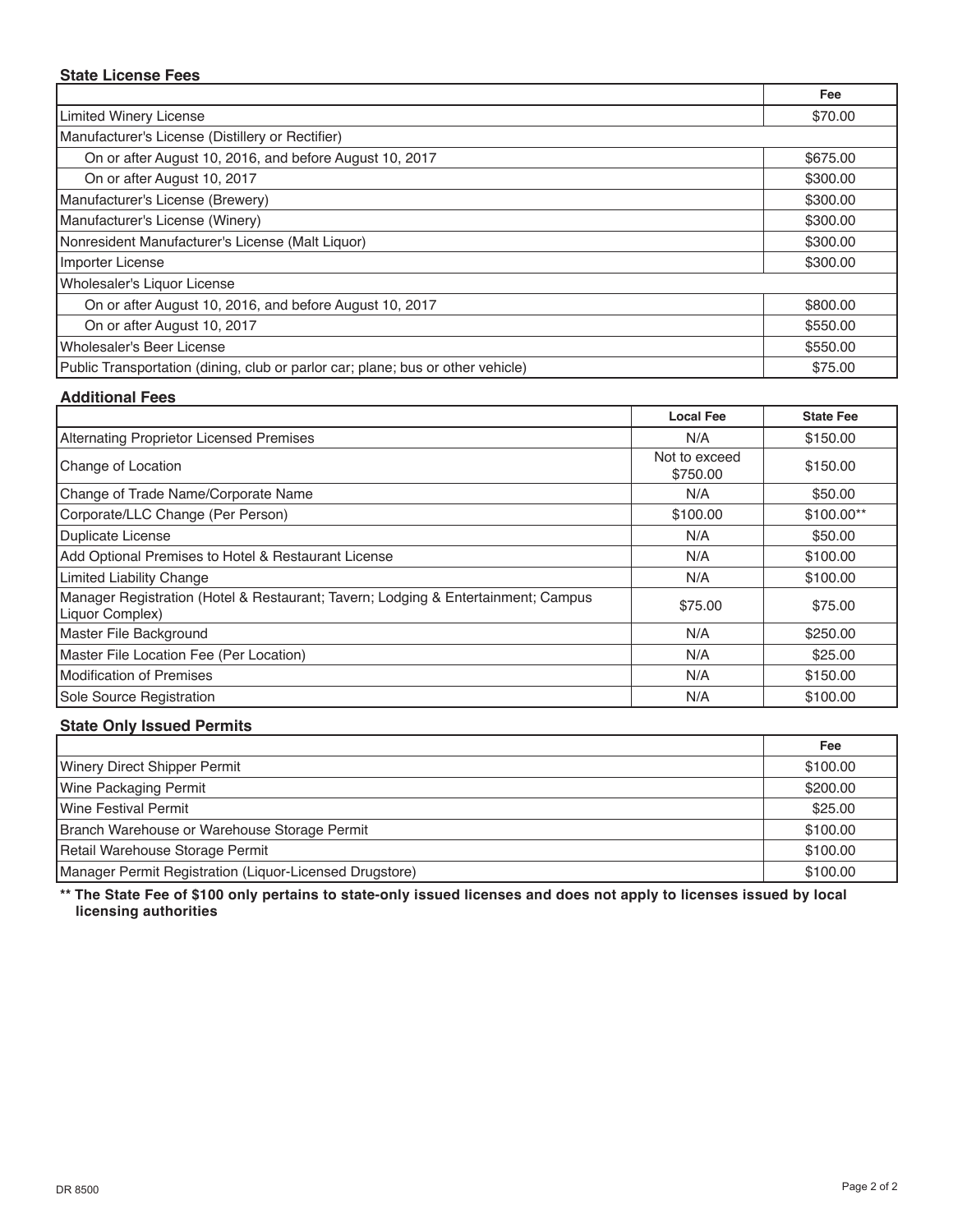### State License Fees

| | Fee |
|---|---|
| Limited Winery License | $70.00 |
| Manufacturer's License (Distillery or Rectifier) | |
| On or after August 10, 2016, and before August 10, 2017 | $675.00 |
| On or after August 10, 2017 | $300.00 |
| Manufacturer's License (Brewery) | $300.00 |
| Manufacturer's License (Winery) | $300.00 |
| Nonresident Manufacturer's License (Malt Liquor) | $300.00 |
| Importer License | $300.00 |
| Wholesaler's Liquor License | |
| On or after August 10, 2016, and before August 10, 2017 | $800.00 |
| On or after August 10, 2017 | $550.00 |
| Wholesaler's Beer License | $550.00 |
| Public Transportation (dining, club or parlor car; plane; bus or other vehicle) | $75.00 |

### Additional Fees

| | Local Fee | State Fee |
|---|---|---|
| Alternating Proprietor Licensed Premises | N/A | $150.00 |
| Change of Location | Not to exceed $750.00 | $150.00 |
| Change of Trade Name/Corporate Name | N/A | $50.00 |
| Corporate/LLC Change (Per Person) | $100.00 | $100.00** |
| Duplicate License | N/A | $50.00 |
| Add Optional Premises to Hotel & Restaurant License | N/A | $100.00 |
| Limited Liability Change | N/A | $100.00 |
| Manager Registration (Hotel & Restaurant; Tavern; Lodging & Entertainment; Campus Liquor Complex) | $75.00 | $75.00 |
| Master File Background | N/A | $250.00 |
| Master File Location Fee (Per Location) | N/A | $25.00 |
| Modification of Premises | N/A | $150.00 |
| Sole Source Registration | N/A | $100.00 |

### State Only Issued Permits

| | Fee |
|---|---|
| Winery Direct Shipper Permit | $100.00 |
| Wine Packaging Permit | $200.00 |
| Wine Festival Permit | $25.00 |
| Branch Warehouse or Warehouse Storage Permit | $100.00 |
| Retail Warehouse Storage Permit | $100.00 |
| Manager Permit Registration (Liquor-Licensed Drugstore) | $100.00 |

**** The State Fee of $100 only pertains to state-only issued licenses and does not apply to licenses issued by local licensing authorities**

DR 8500